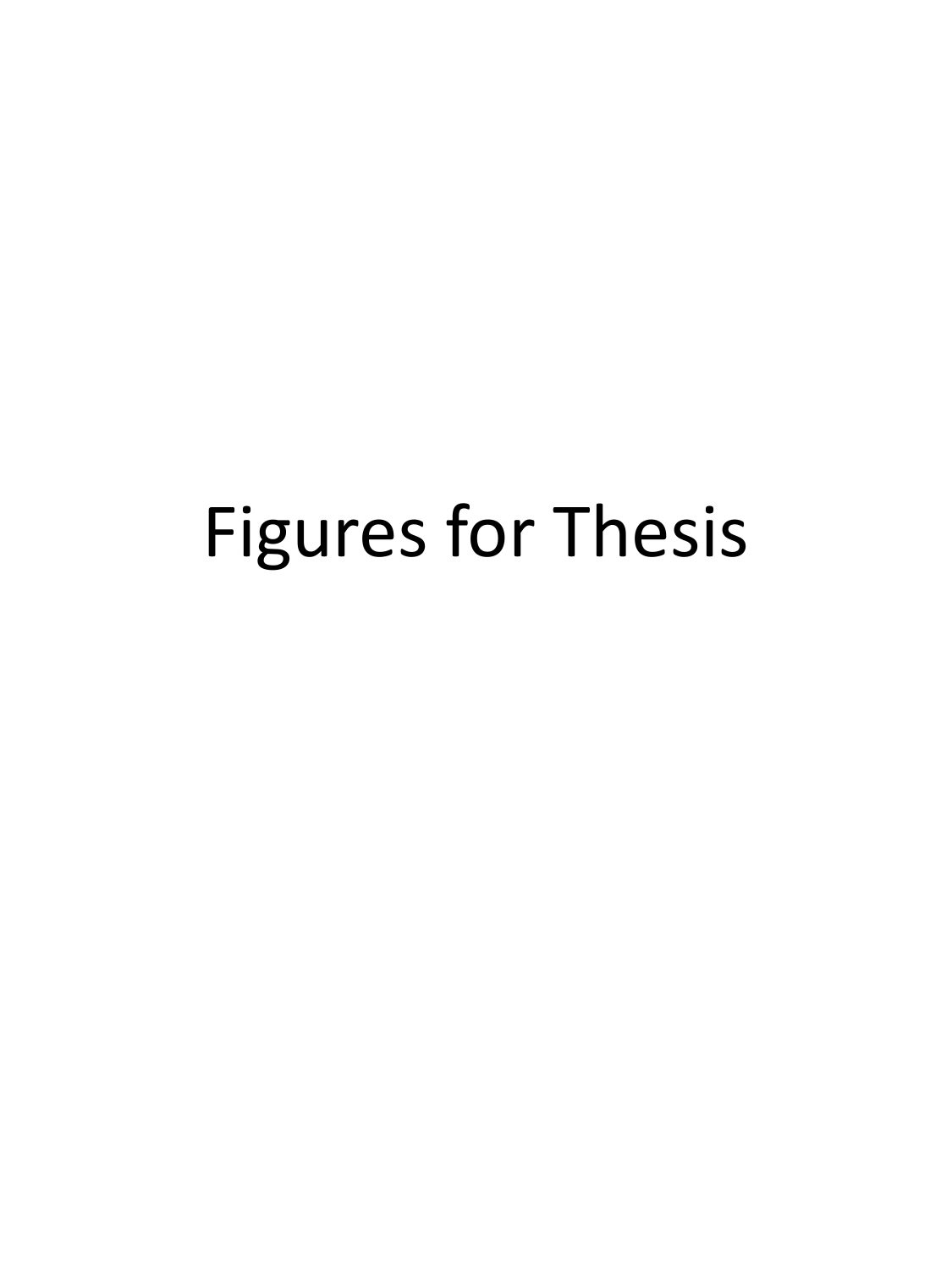# Figures for Thesis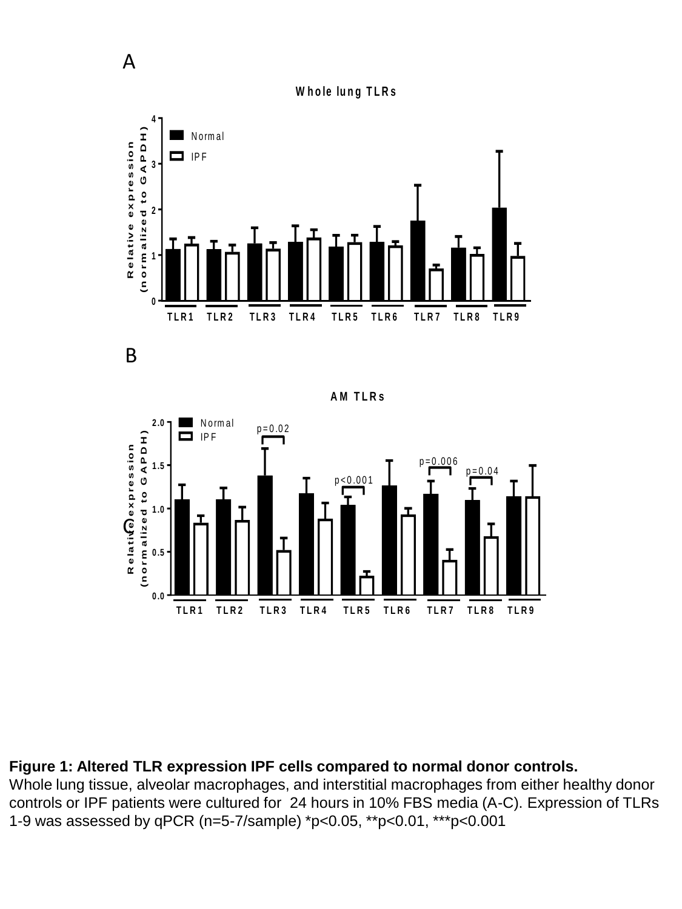**Figure 1: Altered TLR expression IPF cells compared to normal donor controls.**
Whole lung tissue, alveolar macrophages, and interstitial macrophages from either healthy donor controls or IPF patients were cultured for 24 hours in 10% FBS media (A-C). Expression of TLRs 1-9 was assessed by qPCR (n=5-7/sample) *p<0.05, **p<0.01, ***p<0.001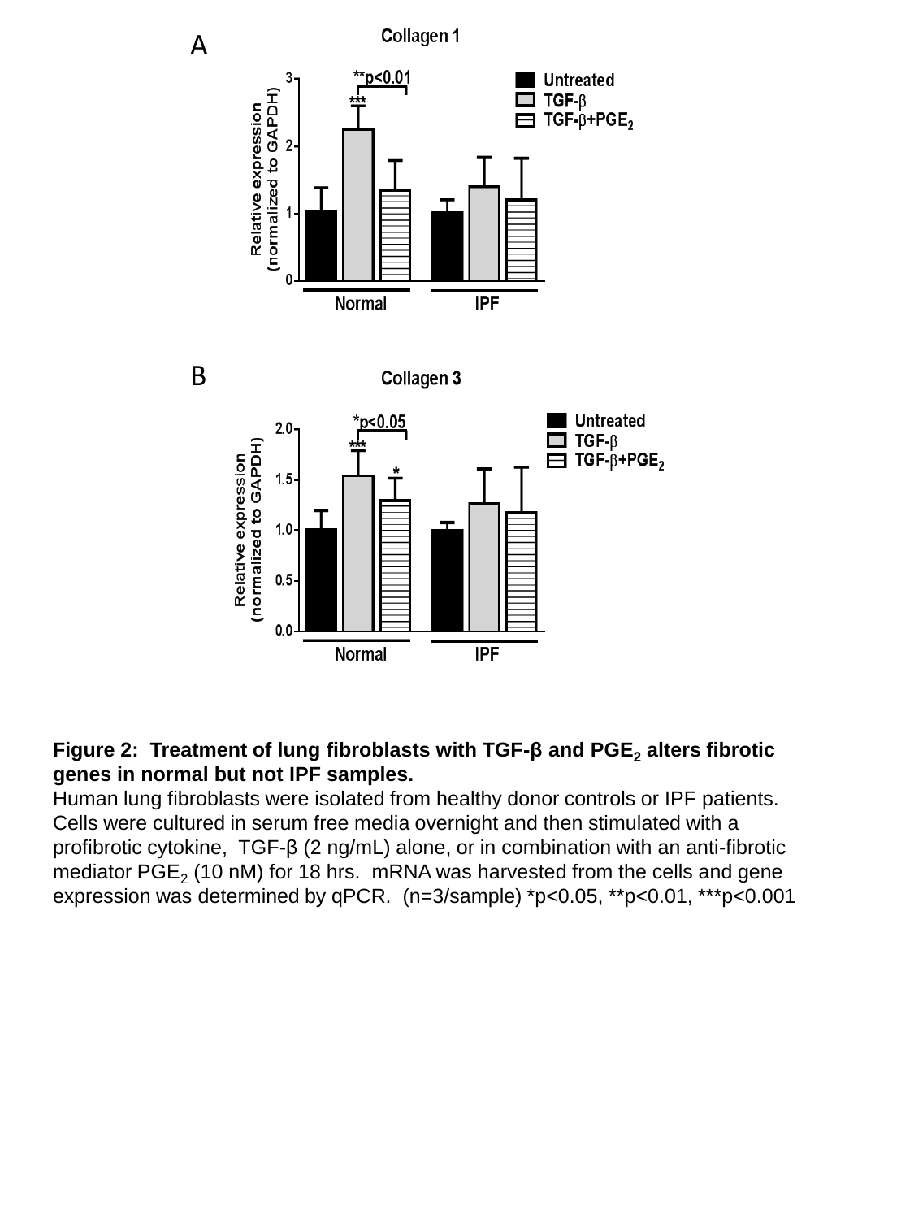**Figure 2: Treatment of lung fibroblasts with TGF-β and $PGE_2$ alters fibrotic genes in normal but not IPF samples.**
Human lung fibroblasts were isolated from healthy donor controls or IPF patients. Cells were cultured in serum free media overnight and then stimulated with a profibrotic cytokine, TGF-β (2 ng/mL) alone, or in combination with an anti-fibrotic mediator $PGE_2$ (10 nM) for 18 hrs. mRNA was harvested from the cells and gene expression was determined by qPCR. (n=3/sample) *p<0.05, **p<0.01, ***p<0.001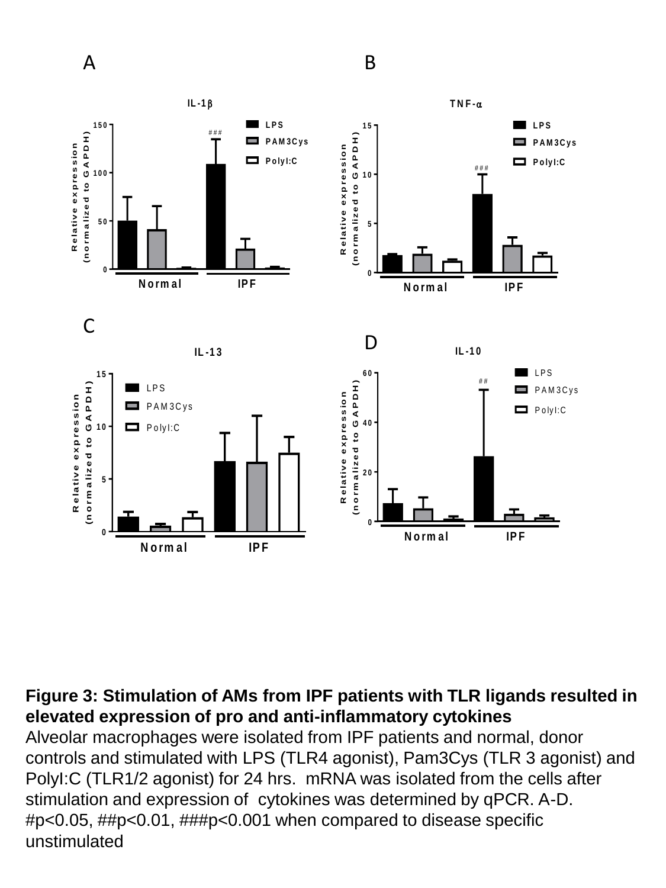**Figure 3: Stimulation of AMs from IPF patients with TLR ligands resulted in elevated expression of pro and anti-inflammatory cytokines**

Alveolar macrophages were isolated from IPF patients and normal, donor controls and stimulated with LPS (TLR4 agonist), Pam3Cys (TLR 3 agonist) and PolyI:C (TLR1/2 agonist) for 24 hrs. mRNA was isolated from the cells after stimulation and expression of cytokines was determined by qPCR. A-D. #p<0.05, ##p<0.01, ###p<0.001 when compared to disease specific unstimulated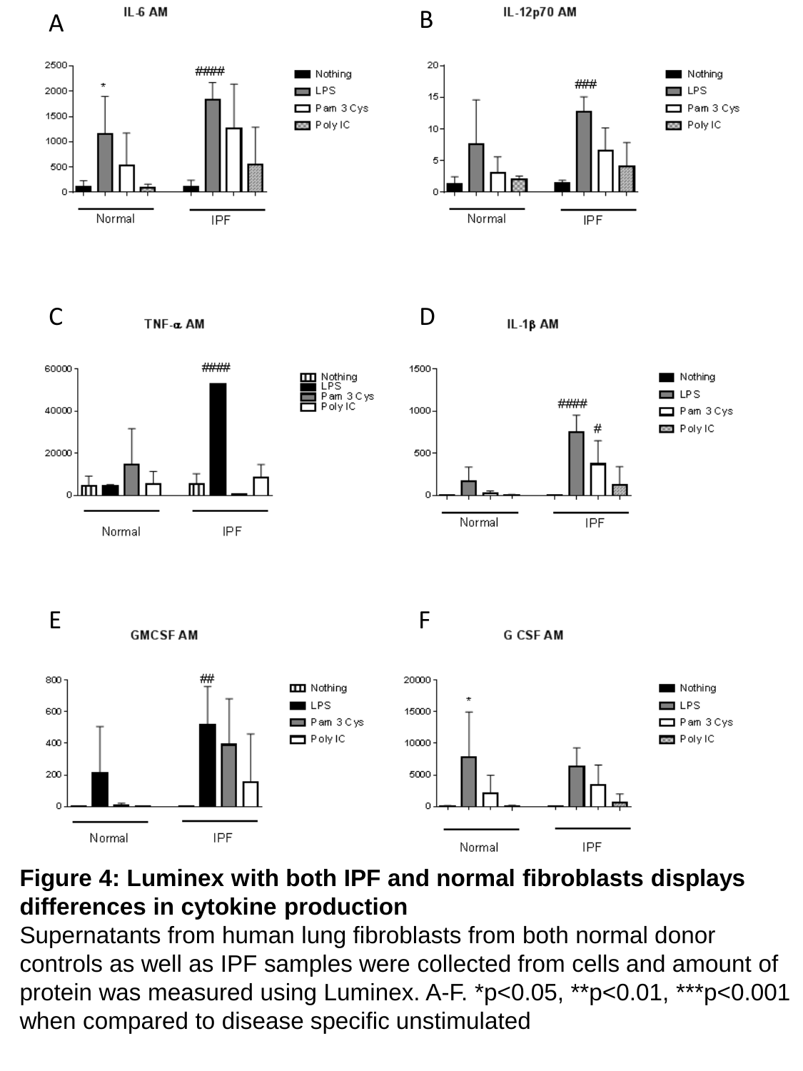**Figure 4: Luminex with both IPF and normal fibroblasts displays differences in cytokine production**

Supernatants from human lung fibroblasts from both normal donor controls as well as IPF samples were collected from cells and amount of protein was measured using Luminex. A-F. *p<0.05, **p<0.01, ***p<0.001 when compared to disease specific unstimulated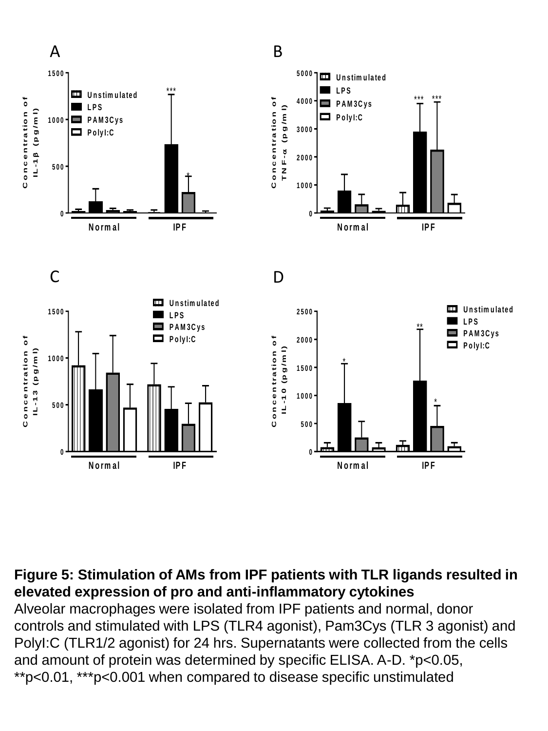**Figure 5: Stimulation of AMs from IPF patients with TLR ligands resulted in elevated expression of pro and anti-inflammatory cytokines**

Alveolar macrophages were isolated from IPF patients and normal, donor controls and stimulated with LPS (TLR4 agonist), Pam3Cys (TLR 3 agonist) and PolyI:C (TLR1/2 agonist) for 24 hrs. Supernatants were collected from the cells and amount of protein was determined by specific ELISA. A-D. *p<0.05, **p<0.01, ***p<0.001 when compared to disease specific unstimulated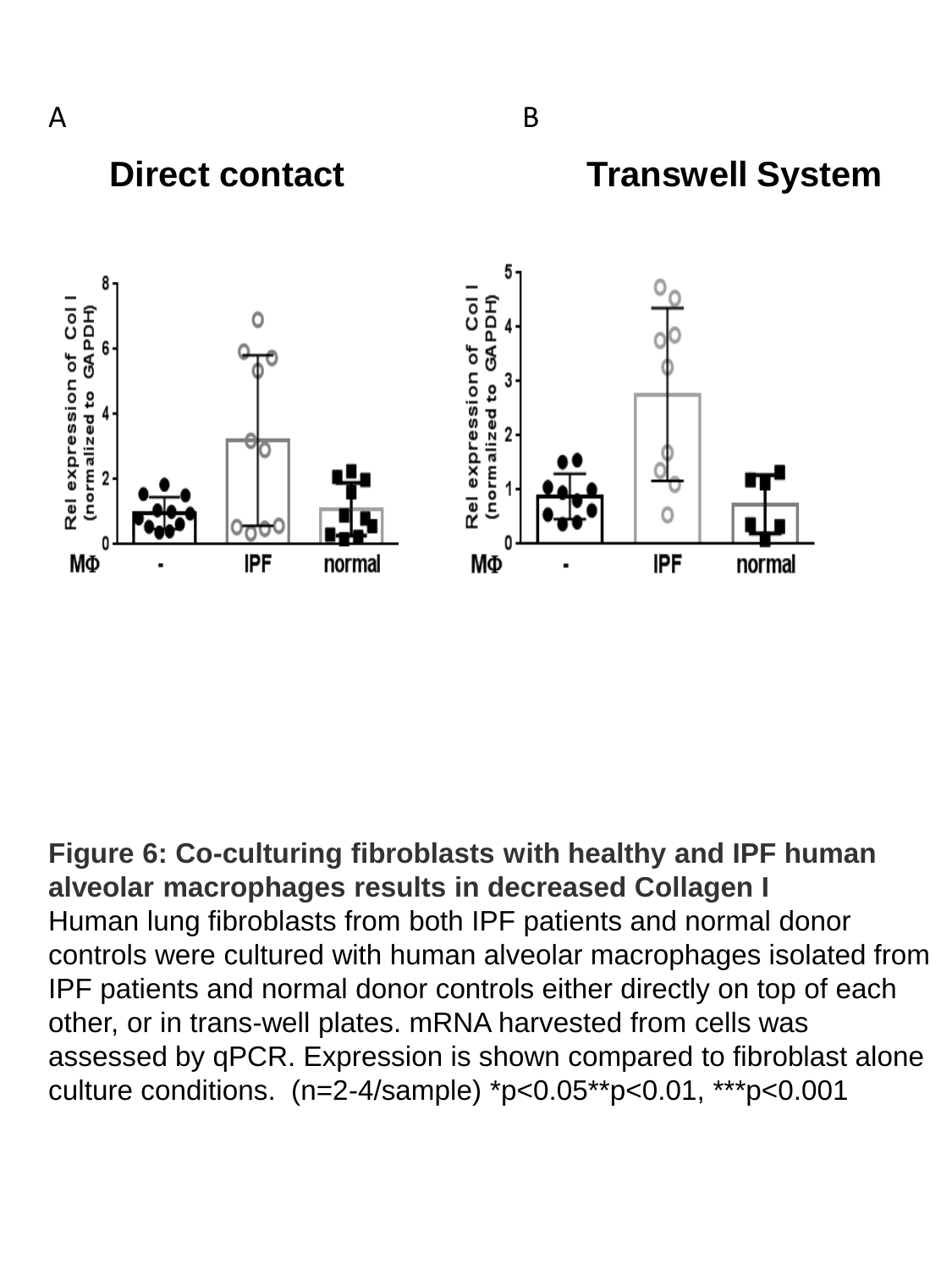A

B

**Direct contact**

**Transwell System**

Rel expression of Col I (normalized to GAPDH)

8

6

4

2

0

MΦ - IPF normal

Rel expression of Col I (normalized to GAPDH)

5

4

3

2

1

0

MΦ - IPF normal

**Figure 6: Co-culturing fibroblasts with healthy and IPF human alveolar macrophages results in decreased Collagen I**

Human lung fibroblasts from both IPF patients and normal donor controls were cultured with human alveolar macrophages isolated from IPF patients and normal donor controls either directly on top of each other, or in trans-well plates. mRNA harvested from cells was assessed by qPCR. Expression is shown compared to fibroblast alone culture conditions. (n=2-4/sample) *p<0.05**p<0.01, ***p<0.001